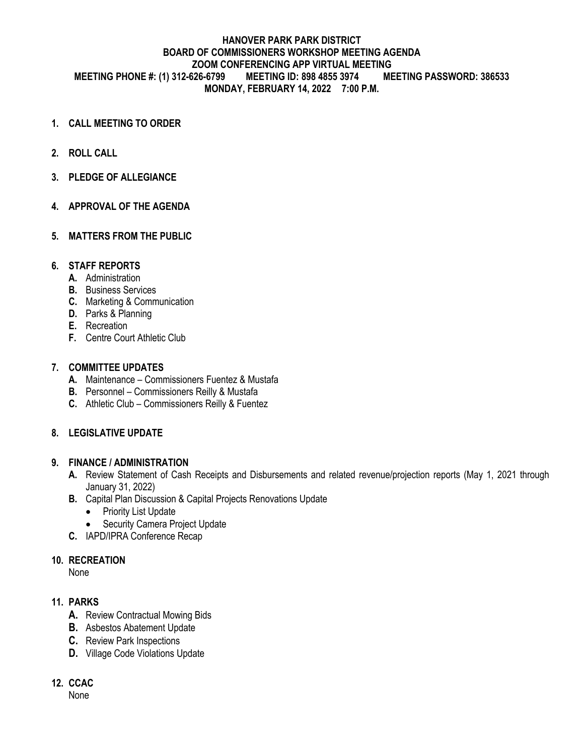**HANOVER PARK PARK DISTRICT**
**BOARD OF COMMISSIONERS WORKSHOP MEETING AGENDA**
**ZOOM CONFERENCING APP VIRTUAL MEETING**
**MEETING PHONE #: (1) 312-626-6799 MEETING ID: 898 4855 3974 MEETING PASSWORD: 386533**
**MONDAY, FEBRUARY 14, 2022 7:00 P.M.**

1. **CALL MEETING TO ORDER**

2. **ROLL CALL**

3. **PLEDGE OF ALLEGIANCE**

4. **APPROVAL OF THE AGENDA**

5. **MATTERS FROM THE PUBLIC**

6. **STAFF REPORTS**
   - **A.** Administration
   - **B.** Business Services
   - **C.** Marketing & Communication
   - **D.** Parks & Planning
   - **E.** Recreation
   - **F.** Centre Court Athletic Club

7. **COMMITTEE UPDATES**
   - **A.** Maintenance – Commissioners Fuentez & Mustafa
   - **B.** Personnel – Commissioners Reilly & Mustafa
   - **C.** Athletic Club – Commissioners Reilly & Fuentez

8. **LEGISLATIVE UPDATE**

9. **FINANCE / ADMINISTRATION**
   - **A.** Review Statement of Cash Receipts and Disbursements and related revenue/projection reports (May 1, 2021 through January 31, 2022)
   - **B.** Capital Plan Discussion & Capital Projects Renovations Update
     - Priority List Update
     - Security Camera Project Update
   - **C.** IAPD/IPRA Conference Recap

10. **RECREATION**
    None

11. **PARKS**
    - **A.** Review Contractual Mowing Bids
    - **B.** Asbestos Abatement Update
    - **C.** Review Park Inspections
    - **D.** Village Code Violations Update

12. **CCAC**
    None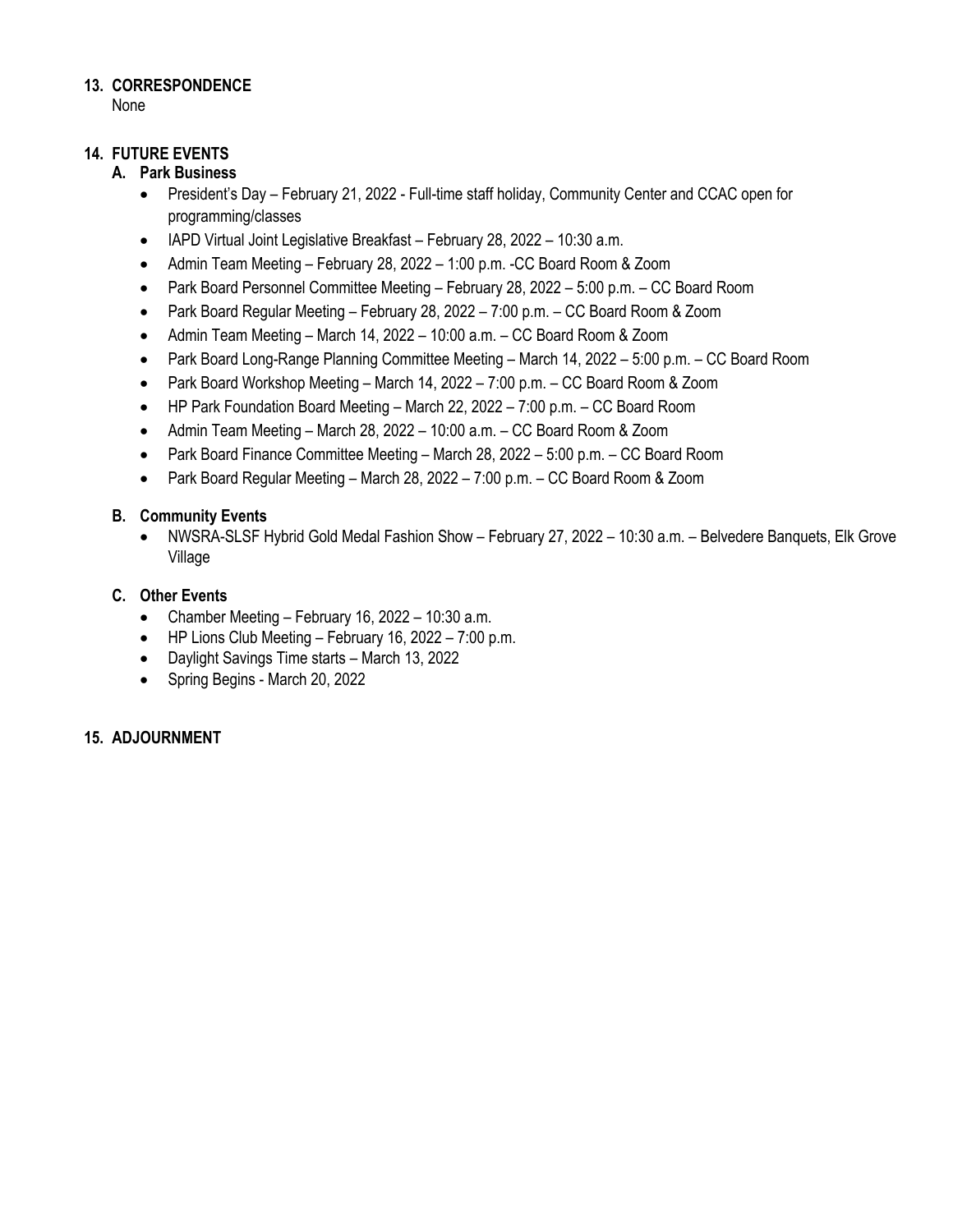**13. CORRESPONDENCE**

None

**14. FUTURE EVENTS**

**A. Park Business**

- President's Day – February 21, 2022 - Full-time staff holiday, Community Center and CCAC open for programming/classes
- IAPD Virtual Joint Legislative Breakfast – February 28, 2022 – 10:30 a.m.
- Admin Team Meeting – February 28, 2022 – 1:00 p.m. -CC Board Room & Zoom
- Park Board Personnel Committee Meeting – February 28, 2022 – 5:00 p.m. – CC Board Room
- Park Board Regular Meeting – February 28, 2022 – 7:00 p.m. – CC Board Room & Zoom
- Admin Team Meeting – March 14, 2022 – 10:00 a.m. – CC Board Room & Zoom
- Park Board Long-Range Planning Committee Meeting – March 14, 2022 – 5:00 p.m. – CC Board Room
- Park Board Workshop Meeting – March 14, 2022 – 7:00 p.m. – CC Board Room & Zoom
- HP Park Foundation Board Meeting – March 22, 2022 – 7:00 p.m. – CC Board Room
- Admin Team Meeting – March 28, 2022 – 10:00 a.m. – CC Board Room & Zoom
- Park Board Finance Committee Meeting – March 28, 2022 – 5:00 p.m. – CC Board Room
- Park Board Regular Meeting – March 28, 2022 – 7:00 p.m. – CC Board Room & Zoom

**B. Community Events**

- NWSRA-SLSF Hybrid Gold Medal Fashion Show – February 27, 2022 – 10:30 a.m. – Belvedere Banquets, Elk Grove Village

**C. Other Events**

- Chamber Meeting – February 16, 2022 – 10:30 a.m.
- HP Lions Club Meeting – February 16, 2022 – 7:00 p.m.
- Daylight Savings Time starts – March 13, 2022
- Spring Begins - March 20, 2022

**15. ADJOURNMENT**